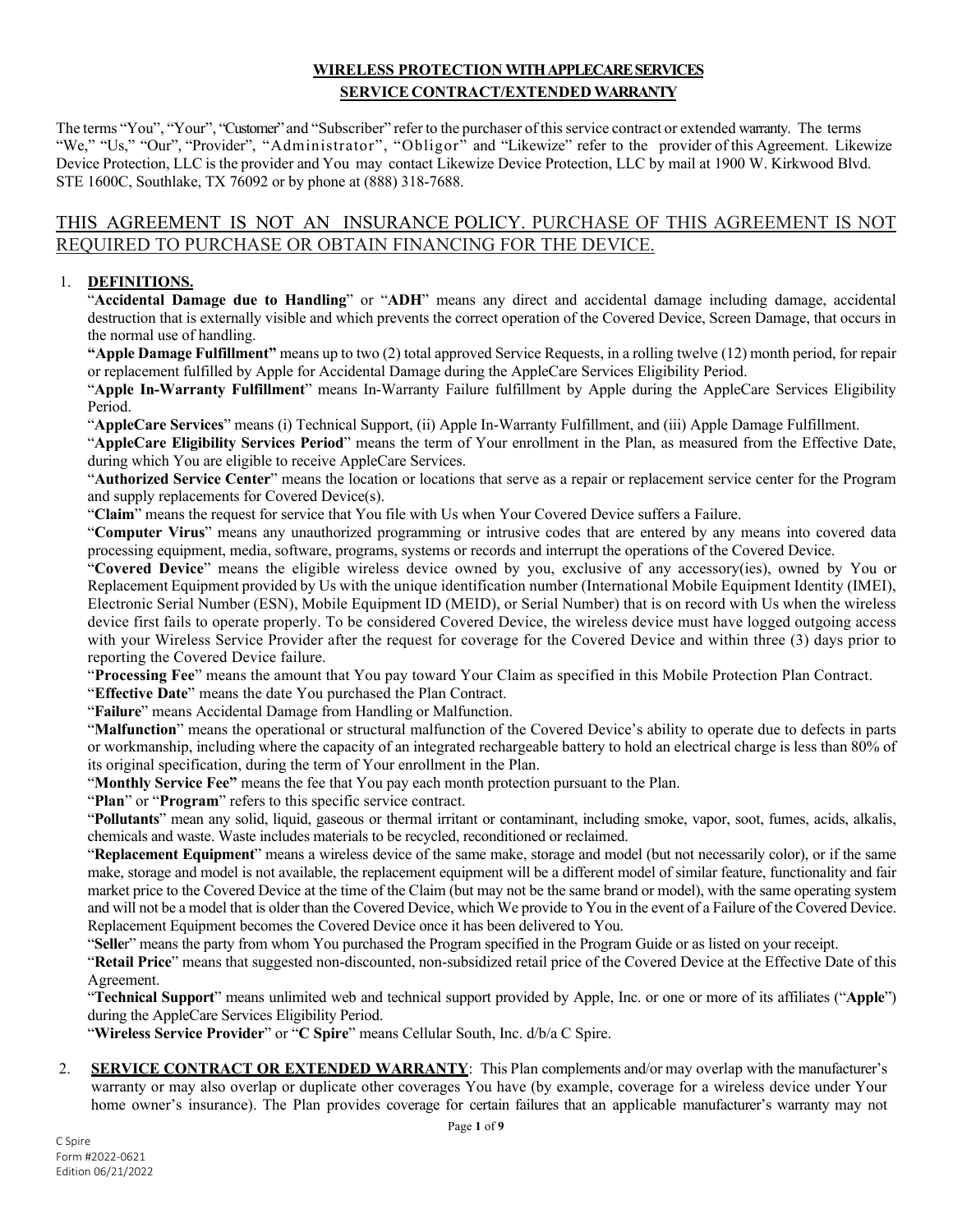# WIRELESS PROTECTION WITH APPLECARE SERVICES
## SERVICE CONTRACT/EXTENDED WARRANTY

The terms "You", "Your", "Customer" and "Subscriber" refer to the purchaser of this service contract or extended warranty. The terms "We," "Us," "Our", "Provider", "Administrator", "Obligor" and "Likewize" refer to the provider of this Agreement. Likewize Device Protection, LLC is the provider and You may contact Likewize Device Protection, LLC by mail at 1900 W. Kirkwood Blvd. STE 1600C, Southlake, TX 76092 or by phone at (888) 318-7688.

THIS AGREEMENT IS NOT AN INSURANCE POLICY. PURCHASE OF THIS AGREEMENT IS NOT REQUIRED TO PURCHASE OR OBTAIN FINANCING FOR THE DEVICE.

1. **DEFINITIONS.**

"**Accidental Damage due to Handling**" or "**ADH**" means any direct and accidental damage including damage, accidental destruction that is externally visible and which prevents the correct operation of the Covered Device, Screen Damage, that occurs in the normal use of handling.

**"Apple Damage Fulfillment"** means up to two (2) total approved Service Requests, in a rolling twelve (12) month period, for repair or replacement fulfilled by Apple for Accidental Damage during the AppleCare Services Eligibility Period.

"**Apple In-Warranty Fulfillment**" means In-Warranty Failure fulfillment by Apple during the AppleCare Services Eligibility Period.

"**AppleCare Services**" means (i) Technical Support, (ii) Apple In-Warranty Fulfillment, and (iii) Apple Damage Fulfillment.

"**AppleCare Eligibility Services Period**" means the term of Your enrollment in the Plan, as measured from the Effective Date, during which You are eligible to receive AppleCare Services.

"**Authorized Service Center**" means the location or locations that serve as a repair or replacement service center for the Program and supply replacements for Covered Device(s).

"**Claim**" means the request for service that You file with Us when Your Covered Device suffers a Failure.

"**Computer Virus**" means any unauthorized programming or intrusive codes that are entered by any means into covered data processing equipment, media, software, programs, systems or records and interrupt the operations of the Covered Device.

"**Covered Device**" means the eligible wireless device owned by you, exclusive of any accessory(ies), owned by You or Replacement Equipment provided by Us with the unique identification number (International Mobile Equipment Identity (IMEI), Electronic Serial Number (ESN), Mobile Equipment ID (MEID), or Serial Number) that is on record with Us when the wireless device first fails to operate properly. To be considered Covered Device, the wireless device must have logged outgoing access with your Wireless Service Provider after the request for coverage for the Covered Device and within three (3) days prior to reporting the Covered Device failure.

"**Processing Fee**" means the amount that You pay toward Your Claim as specified in this Mobile Protection Plan Contract.

"**Effective Date**" means the date You purchased the Plan Contract.

"**Failure**" means Accidental Damage from Handling or Malfunction.

"**Malfunction**" means the operational or structural malfunction of the Covered Device's ability to operate due to defects in parts or workmanship, including where the capacity of an integrated rechargeable battery to hold an electrical charge is less than 80% of its original specification, during the term of Your enrollment in the Plan.

"**Monthly Service Fee"** means the fee that You pay each month protection pursuant to the Plan.

"**Plan**" or "**Program**" refers to this specific service contract.

"**Pollutants**" mean any solid, liquid, gaseous or thermal irritant or contaminant, including smoke, vapor, soot, fumes, acids, alkalis, chemicals and waste. Waste includes materials to be recycled, reconditioned or reclaimed.

"**Replacement Equipment**" means a wireless device of the same make, storage and model (but not necessarily color), or if the same make, storage and model is not available, the replacement equipment will be a different model of similar feature, functionality and fair market price to the Covered Device at the time of the Claim (but may not be the same brand or model), with the same operating system and will not be a model that is older than the Covered Device, which We provide to You in the event of a Failure of the Covered Device. Replacement Equipment becomes the Covered Device once it has been delivered to You.

"**Seller**" means the party from whom You purchased the Program specified in the Program Guide or as listed on your receipt.

"**Retail Price**" means that suggested non-discounted, non-subsidized retail price of the Covered Device at the Effective Date of this Agreement.

"**Technical Support**" means unlimited web and technical support provided by Apple, Inc. or one or more of its affiliates ("**Apple**") during the AppleCare Services Eligibility Period.

"**Wireless Service Provider**" or "**C Spire**" means Cellular South, Inc. d/b/a C Spire.

2. **SERVICE CONTRACT OR EXTENDED WARRANTY**: This Plan complements and/or may overlap with the manufacturer's warranty or may also overlap or duplicate other coverages You have (by example, coverage for a wireless device under Your home owner's insurance). The Plan provides coverage for certain failures that an applicable manufacturer's warranty may not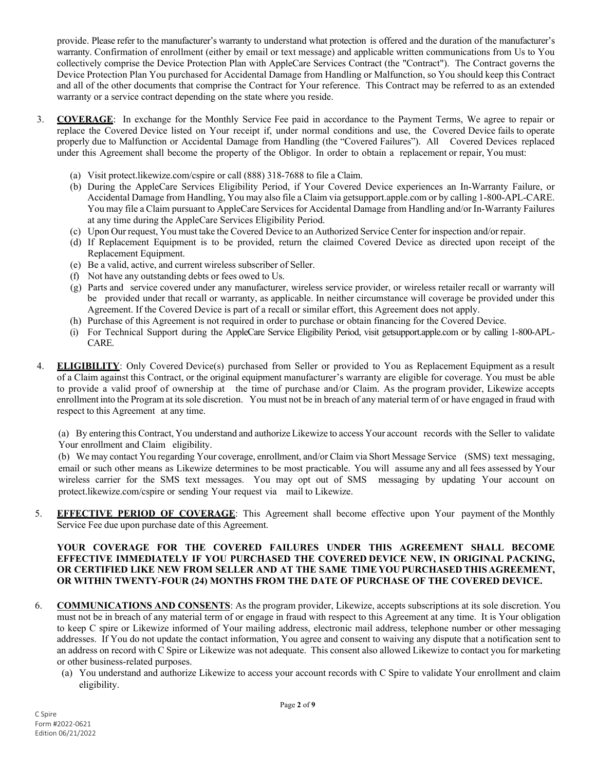provide. Please refer to the manufacturer's warranty to understand what protection is offered and the duration of the manufacturer's warranty. Confirmation of enrollment (either by email or text message) and applicable written communications from Us to You collectively comprise the Device Protection Plan with AppleCare Services Contract (the "Contract"). The Contract governs the Device Protection Plan You purchased for Accidental Damage from Handling or Malfunction, so You should keep this Contract and all of the other documents that comprise the Contract for Your reference. This Contract may be referred to as an extended warranty or a service contract depending on the state where you reside.

3. **COVERAGE**: In exchange for the Monthly Service Fee paid in accordance to the Payment Terms, We agree to repair or replace the Covered Device listed on Your receipt if, under normal conditions and use, the Covered Device fails to operate properly due to Malfunction or Accidental Damage from Handling (the "Covered Failures"). All Covered Devices replaced under this Agreement shall become the property of the Obligor. In order to obtain a replacement or repair, You must:

   (a) Visit protect.likewize.com/cspire or call (888) 318-7688 to file a Claim.
   
   (b) During the AppleCare Services Eligibility Period, if Your Covered Device experiences an In-Warranty Failure, or Accidental Damage from Handling, You may also file a Claim via getsupport.apple.com or by calling 1-800-APL-CARE. You may file a Claim pursuant to AppleCare Services for Accidental Damage from Handling and/or In-Warranty Failures at any time during the AppleCare Services Eligibility Period.
   
   (c) Upon Our request, You must take the Covered Device to an Authorized Service Center for inspection and/or repair.
   
   (d) If Replacement Equipment is to be provided, return the claimed Covered Device as directed upon receipt of the Replacement Equipment.
   
   (e) Be a valid, active, and current wireless subscriber of Seller.
   
   (f) Not have any outstanding debts or fees owed to Us.
   
   (g) Parts and service covered under any manufacturer, wireless service provider, or wireless retailer recall or warranty will be provided under that recall or warranty, as applicable. In neither circumstance will coverage be provided under this Agreement. If the Covered Device is part of a recall or similar effort, this Agreement does not apply.
   
   (h) Purchase of this Agreement is not required in order to purchase or obtain financing for the Covered Device.
   
   (i) For Technical Support during the AppleCare Service Eligibility Period, visit getsupport.apple.com or by calling 1-800-APL-CARE.

4. **ELIGIBILITY**: Only Covered Device(s) purchased from Seller or provided to You as Replacement Equipment as a result of a Claim against this Contract, or the original equipment manufacturer's warranty are eligible for coverage. You must be able to provide a valid proof of ownership at the time of purchase and/or Claim. As the program provider, Likewize accepts enrollment into the Program at its sole discretion. You must not be in breach of any material term of or have engaged in fraud with respect to this Agreement at any time.

   (a) By entering this Contract, You understand and authorize Likewize to access Your account records with the Seller to validate Your enrollment and Claim eligibility.
   
   (b) We may contact You regarding Your coverage, enrollment, and/or Claim via Short Message Service (SMS) text messaging, email or such other means as Likewize determines to be most practicable. You will assume any and all fees assessed by Your wireless carrier for the SMS text messages. You may opt out of SMS messaging by updating Your account on protect.likewize.com/cspire or sending Your request via mail to Likewize.

5. **EFFECTIVE PERIOD OF COVERAGE**: This Agreement shall become effective upon Your payment of the Monthly Service Fee due upon purchase date of this Agreement.

   **YOUR COVERAGE FOR THE COVERED FAILURES UNDER THIS AGREEMENT SHALL BECOME EFFECTIVE IMMEDIATELY IF YOU PURCHASED THE COVERED DEVICE NEW, IN ORIGINAL PACKING, OR CERTIFIED LIKE NEW FROM SELLER AND AT THE SAME TIME YOU PURCHASED THIS AGREEMENT, OR WITHIN TWENTY-FOUR (24) MONTHS FROM THE DATE OF PURCHASE OF THE COVERED DEVICE.**

6. **COMMUNICATIONS AND CONSENTS**: As the program provider, Likewize, accepts subscriptions at its sole discretion. You must not be in breach of any material term of or engage in fraud with respect to this Agreement at any time. It is Your obligation to keep C spire or Likewize informed of Your mailing address, electronic mail address, telephone number or other messaging addresses. If You do not update the contact information, You agree and consent to waiving any dispute that a notification sent to an address on record with C Spire or Likewize was not adequate. This consent also allowed Likewize to contact you for marketing or other business-related purposes.

   (a) You understand and authorize Likewize to access your account records with C Spire to validate Your enrollment and claim eligibility.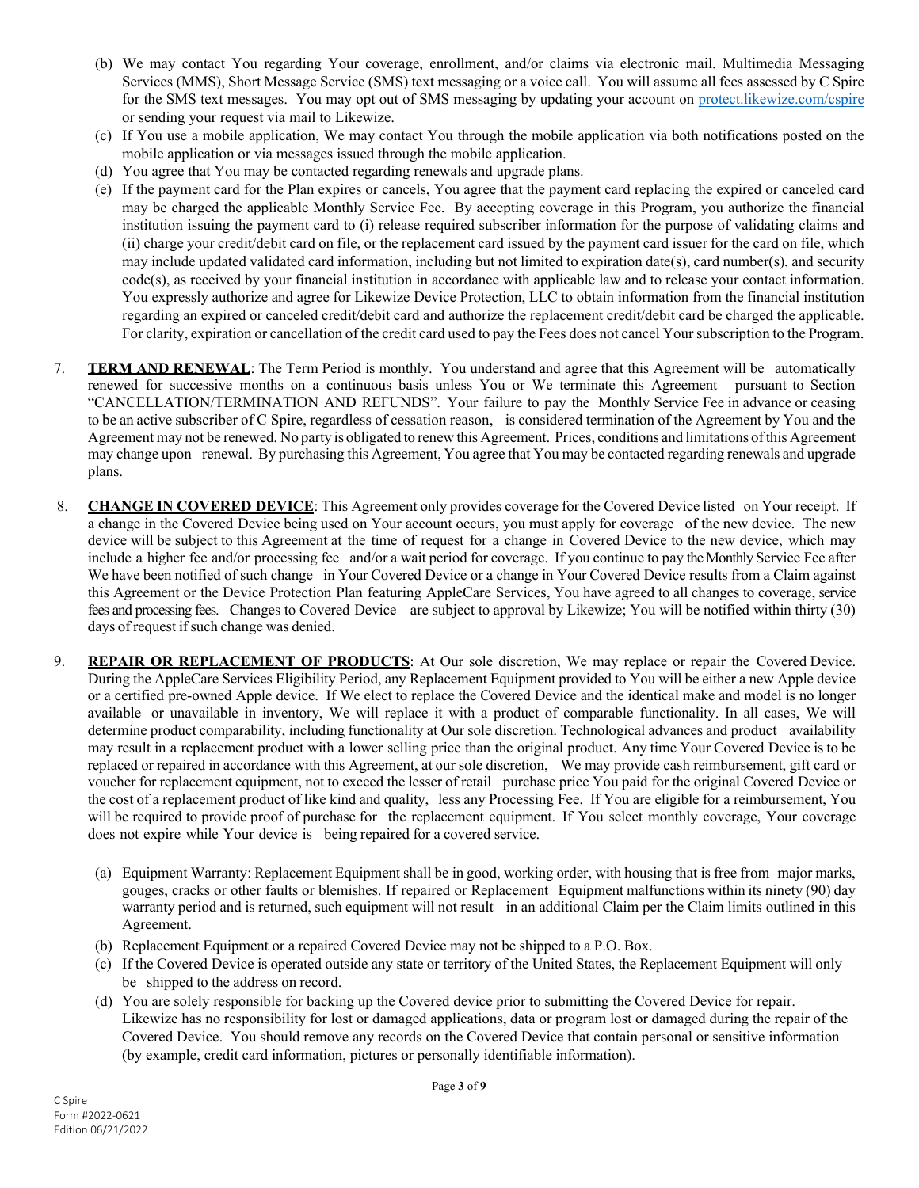(b) We may contact You regarding Your coverage, enrollment, and/or claims via electronic mail, Multimedia Messaging Services (MMS), Short Message Service (SMS) text messaging or a voice call. You will assume all fees assessed by C Spire for the SMS text messages. You may opt out of SMS messaging by updating your account on protect.likewize.com/cspire or sending your request via mail to Likewize.

(c) If You use a mobile application, We may contact You through the mobile application via both notifications posted on the mobile application or via messages issued through the mobile application.

(d) You agree that You may be contacted regarding renewals and upgrade plans.

(e) If the payment card for the Plan expires or cancels, You agree that the payment card replacing the expired or canceled card may be charged the applicable Monthly Service Fee. By accepting coverage in this Program, you authorize the financial institution issuing the payment card to (i) release required subscriber information for the purpose of validating claims and (ii) charge your credit/debit card on file, or the replacement card issued by the payment card issuer for the card on file, which may include updated validated card information, including but not limited to expiration date(s), card number(s), and security code(s), as received by your financial institution in accordance with applicable law and to release your contact information. You expressly authorize and agree for Likewize Device Protection, LLC to obtain information from the financial institution regarding an expired or canceled credit/debit card and authorize the replacement credit/debit card be charged the applicable. For clarity, expiration or cancellation of the credit card used to pay the Fees does not cancel Your subscription to the Program.

7. **TERM AND RENEWAL**: The Term Period is monthly. You understand and agree that this Agreement will be automatically renewed for successive months on a continuous basis unless You or We terminate this Agreement pursuant to Section "CANCELLATION/TERMINATION AND REFUNDS". Your failure to pay the Monthly Service Fee in advance or ceasing to be an active subscriber of C Spire, regardless of cessation reason, is considered termination of the Agreement by You and the Agreement may not be renewed. No party is obligated to renew this Agreement. Prices, conditions and limitations of this Agreement may change upon renewal. By purchasing this Agreement, You agree that You may be contacted regarding renewals and upgrade plans.

8. **CHANGE IN COVERED DEVICE**: This Agreement only provides coverage for the Covered Device listed on Your receipt. If a change in the Covered Device being used on Your account occurs, you must apply for coverage of the new device. The new device will be subject to this Agreement at the time of request for a change in Covered Device to the new device, which may include a higher fee and/or processing fee and/or a wait period for coverage. If you continue to pay the Monthly Service Fee after We have been notified of such change in Your Covered Device or a change in Your Covered Device results from a Claim against this Agreement or the Device Protection Plan featuring AppleCare Services, You have agreed to all changes to coverage, service fees and processing fees. Changes to Covered Device are subject to approval by Likewize; You will be notified within thirty (30) days of request if such change was denied.

9. **REPAIR OR REPLACEMENT OF PRODUCTS**: At Our sole discretion, We may replace or repair the Covered Device. During the AppleCare Services Eligibility Period, any Replacement Equipment provided to You will be either a new Apple device or a certified pre-owned Apple device. If We elect to replace the Covered Device and the identical make and model is no longer available or unavailable in inventory, We will replace it with a product of comparable functionality. In all cases, We will determine product comparability, including functionality at Our sole discretion. Technological advances and product availability may result in a replacement product with a lower selling price than the original product. Any time Your Covered Device is to be replaced or repaired in accordance with this Agreement, at our sole discretion, We may provide cash reimbursement, gift card or voucher for replacement equipment, not to exceed the lesser of retail purchase price You paid for the original Covered Device or the cost of a replacement product of like kind and quality, less any Processing Fee. If You are eligible for a reimbursement, You will be required to provide proof of purchase for the replacement equipment. If You select monthly coverage, Your coverage does not expire while Your device is being repaired for a covered service.

   (a) Equipment Warranty: Replacement Equipment shall be in good, working order, with housing that is free from major marks, gouges, cracks or other faults or blemishes. If repaired or Replacement Equipment malfunctions within its ninety (90) day warranty period and is returned, such equipment will not result in an additional Claim per the Claim limits outlined in this Agreement.

   (b) Replacement Equipment or a repaired Covered Device may not be shipped to a P.O. Box.

   (c) If the Covered Device is operated outside any state or territory of the United States, the Replacement Equipment will only be shipped to the address on record.

   (d) You are solely responsible for backing up the Covered device prior to submitting the Covered Device for repair. Likewize has no responsibility for lost or damaged applications, data or program lost or damaged during the repair of the Covered Device. You should remove any records on the Covered Device that contain personal or sensitive information (by example, credit card information, pictures or personally identifiable information).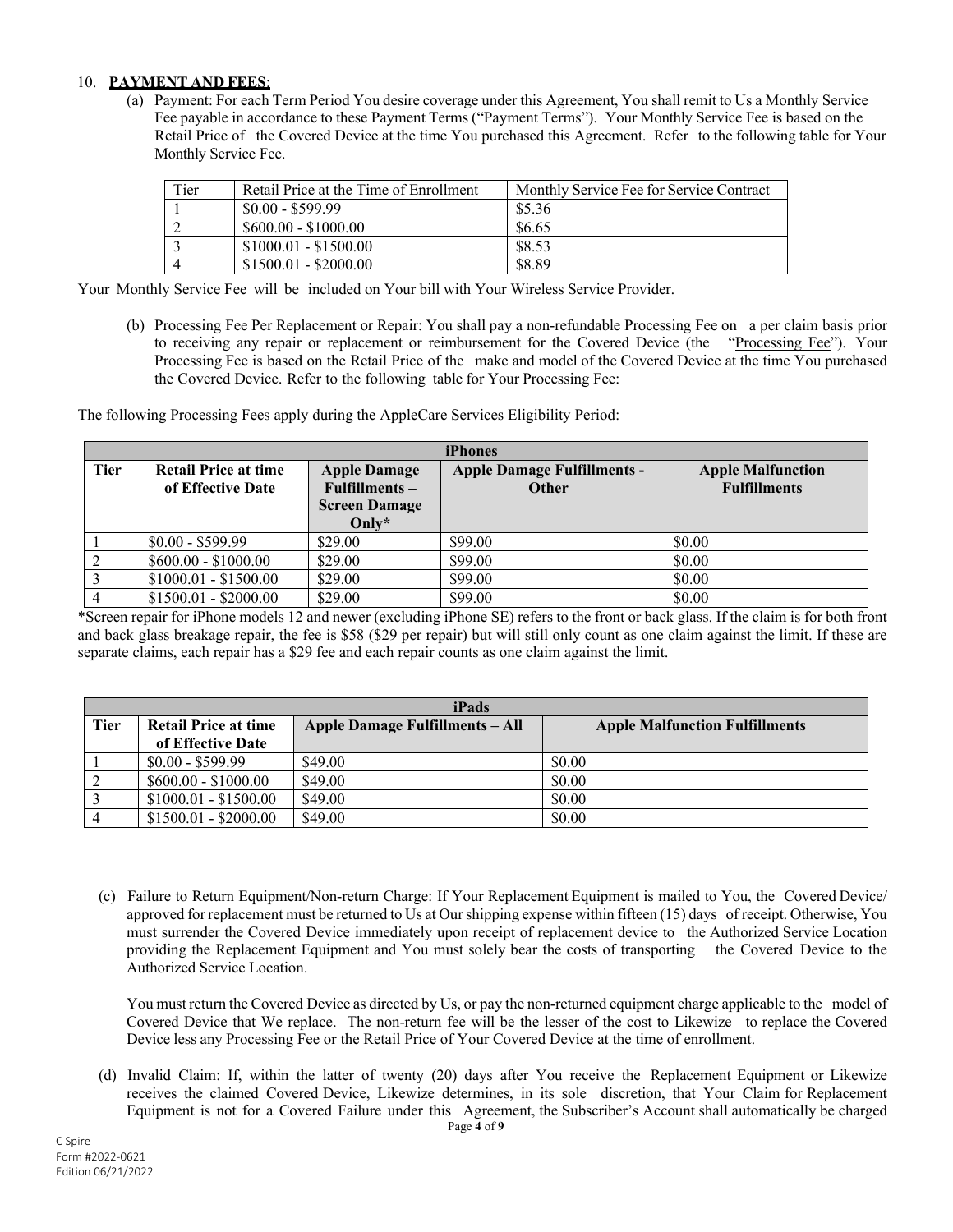10. **PAYMENT AND FEES**:

(a) Payment: For each Term Period You desire coverage under this Agreement, You shall remit to Us a Monthly Service Fee payable in accordance to these Payment Terms ("Payment Terms"). Your Monthly Service Fee is based on the Retail Price of the Covered Device at the time You purchased this Agreement. Refer to the following table for Your Monthly Service Fee.

| Tier | Retail Price at the Time of Enrollment | Monthly Service Fee for Service Contract |
|---|---|---|
| 1 | $0.00 - $599.99 | $5.36 |
| 2 | $600.00 - $1000.00 | $6.65 |
| 3 | $1000.01 - $1500.00 | $8.53 |
| 4 | $1500.01 - $2000.00 | $8.89 |

Your Monthly Service Fee will be included on Your bill with Your Wireless Service Provider.

(b) Processing Fee Per Replacement or Repair: You shall pay a non-refundable Processing Fee on a per claim basis prior to receiving any repair or replacement or reimbursement for the Covered Device (the "Processing Fee"). Your Processing Fee is based on the Retail Price of the make and model of the Covered Device at the time You purchased the Covered Device. Refer to the following table for Your Processing Fee:

The following Processing Fees apply during the AppleCare Services Eligibility Period:

| iPhones | | | | |
|---|---|---|---|---|
| **Tier** | **Retail Price at time of Effective Date** | **Apple Damage Fulfillments – Screen Damage Only*** | **Apple Damage Fulfillments - Other** | **Apple Malfunction Fulfillments** |
| 1 | $0.00 - $599.99 | $29.00 | $99.00 | $0.00 |
| 2 | $600.00 - $1000.00 | $29.00 | $99.00 | $0.00 |
| 3 | $1000.01 - $1500.00 | $29.00 | $99.00 | $0.00 |
| 4 | $1500.01 - $2000.00 | $29.00 | $99.00 | $0.00 |

*Screen repair for iPhone models 12 and newer (excluding iPhone SE) refers to the front or back glass. If the claim is for both front and back glass breakage repair, the fee is $58 ($29 per repair) but will still only count as one claim against the limit. If these are separate claims, each repair has a $29 fee and each repair counts as one claim against the limit.

| iPads | | | |
|---|---|---|---|
| **Tier** | **Retail Price at time of Effective Date** | **Apple Damage Fulfillments – All** | **Apple Malfunction Fulfillments** |
| 1 | $0.00 - $599.99 | $49.00 | $0.00 |
| 2 | $600.00 - $1000.00 | $49.00 | $0.00 |
| 3 | $1000.01 - $1500.00 | $49.00 | $0.00 |
| 4 | $1500.01 - $2000.00 | $49.00 | $0.00 |

(c) Failure to Return Equipment/Non-return Charge: If Your Replacement Equipment is mailed to You, the Covered Device/ approved for replacement must be returned to Us at Our shipping expense within fifteen (15) days of receipt. Otherwise, You must surrender the Covered Device immediately upon receipt of replacement device to the Authorized Service Location providing the Replacement Equipment and You must solely bear the costs of transporting the Covered Device to the Authorized Service Location.

You must return the Covered Device as directed by Us, or pay the non-returned equipment charge applicable to the model of Covered Device that We replace. The non-return fee will be the lesser of the cost to Likewize to replace the Covered Device less any Processing Fee or the Retail Price of Your Covered Device at the time of enrollment.

(d) Invalid Claim: If, within the latter of twenty (20) days after You receive the Replacement Equipment or Likewize receives the claimed Covered Device, Likewize determines, in its sole discretion, that Your Claim for Replacement Equipment is not for a Covered Failure under this Agreement, the Subscriber's Account shall automatically be charged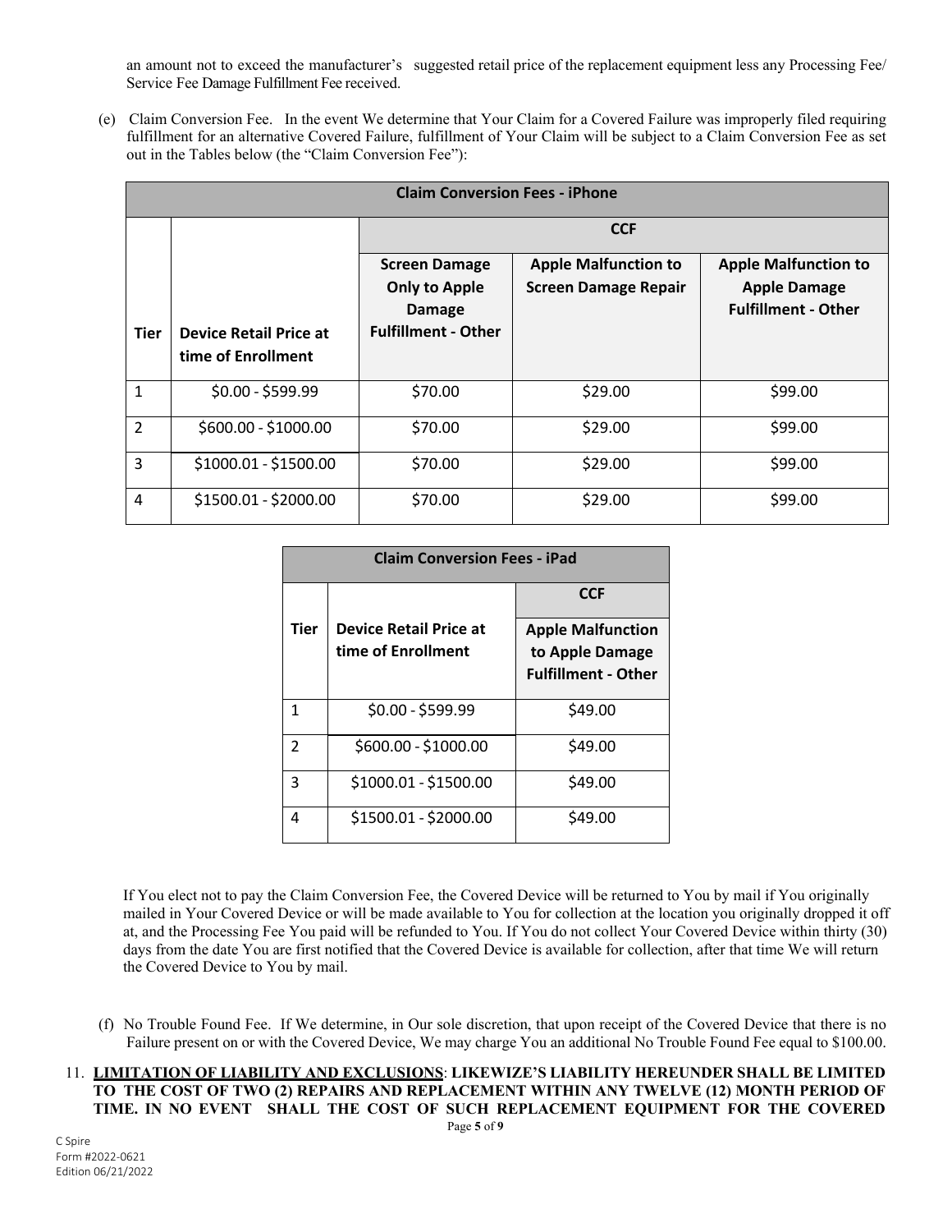an amount not to exceed the manufacturer's suggested retail price of the replacement equipment less any Processing Fee/ Service Fee Damage Fulfillment Fee received.

(e) Claim Conversion Fee. In the event We determine that Your Claim for a Covered Failure was improperly filed requiring fulfillment for an alternative Covered Failure, fulfillment of Your Claim will be subject to a Claim Conversion Fee as set out in the Tables below (the "Claim Conversion Fee"):

| **Claim Conversion Fees - iPhone** | | | | |
|---|---|---|---|---|
| | | **CCF** | | |
| **Tier** | **Device Retail Price at time of Enrollment** | **Screen Damage Only to Apple Damage Fulfillment - Other** | **Apple Malfunction to Screen Damage Repair** | **Apple Malfunction to Apple Damage Fulfillment - Other** |
| 1 | $0.00 - $599.99 | $70.00 | $29.00 | $99.00 |
| 2 | $600.00 - $1000.00 | $70.00 | $29.00 | $99.00 |
| 3 | $1000.01 - $1500.00 | $70.00 | $29.00 | $99.00 |
| 4 | $1500.01 - $2000.00 | $70.00 | $29.00 | $99.00 |

| **Claim Conversion Fees - iPad** | | |
|---|---|---|
| | | **CCF** |
| **Tier** | **Device Retail Price at time of Enrollment** | **Apple Malfunction to Apple Damage Fulfillment - Other** |
| 1 | $0.00 - $599.99 | $49.00 |
| 2 | $600.00 - $1000.00 | $49.00 |
| 3 | $1000.01 - $1500.00 | $49.00 |
| 4 | $1500.01 - $2000.00 | $49.00 |

If You elect not to pay the Claim Conversion Fee, the Covered Device will be returned to You by mail if You originally mailed in Your Covered Device or will be made available to You for collection at the location you originally dropped it off at, and the Processing Fee You paid will be refunded to You. If You do not collect Your Covered Device within thirty (30) days from the date You are first notified that the Covered Device is available for collection, after that time We will return the Covered Device to You by mail.

(f) No Trouble Found Fee. If We determine, in Our sole discretion, that upon receipt of the Covered Device that there is no Failure present on or with the Covered Device, We may charge You an additional No Trouble Found Fee equal to $100.00.

11. **LIMITATION OF LIABILITY AND EXCLUSIONS**: **LIKEWIZE'S LIABILITY HEREUNDER SHALL BE LIMITED TO THE COST OF TWO (2) REPAIRS AND REPLACEMENT WITHIN ANY TWELVE (12) MONTH PERIOD OF TIME. IN NO EVENT SHALL THE COST OF SUCH REPLACEMENT EQUIPMENT FOR THE COVERED**

C Spire
Form #2022-0621
Edition 06/21/2022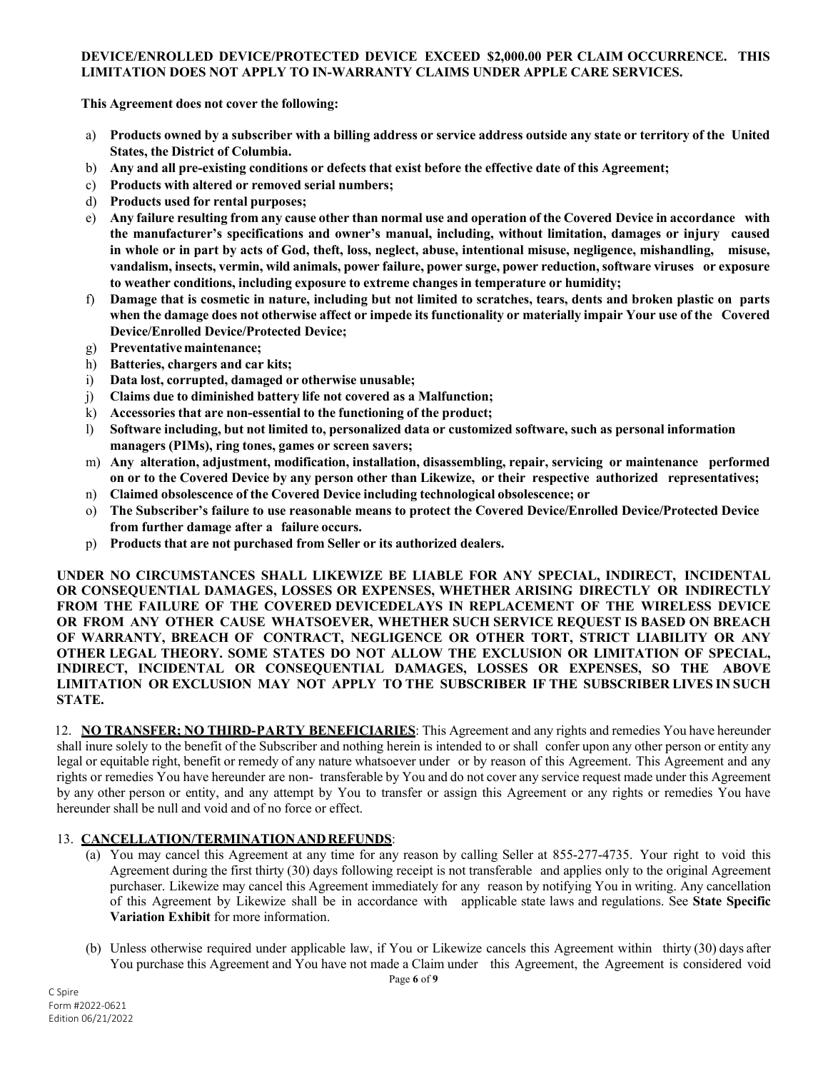**DEVICE/ENROLLED DEVICE/PROTECTED DEVICE EXCEED $2,000.00 PER CLAIM OCCURRENCE. THIS LIMITATION DOES NOT APPLY TO IN-WARRANTY CLAIMS UNDER APPLE CARE SERVICES.**

**This Agreement does not cover the following:**

a) **Products owned by a subscriber with a billing address or service address outside any state or territory of the United States, the District of Columbia.**
b) **Any and all pre-existing conditions or defects that exist before the effective date of this Agreement;**
c) **Products with altered or removed serial numbers;**
d) **Products used for rental purposes;**
e) **Any failure resulting from any cause other than normal use and operation of the Covered Device in accordance with the manufacturer's specifications and owner's manual, including, without limitation, damages or injury caused in whole or in part by acts of God, theft, loss, neglect, abuse, intentional misuse, negligence, mishandling, misuse, vandalism, insects, vermin, wild animals, power failure, power surge, power reduction, software viruses or exposure to weather conditions, including exposure to extreme changes in temperature or humidity;**
f) **Damage that is cosmetic in nature, including but not limited to scratches, tears, dents and broken plastic on parts when the damage does not otherwise affect or impede its functionality or materially impair Your use of the Covered Device/Enrolled Device/Protected Device;**
g) **Preventative maintenance;**
h) **Batteries, chargers and car kits;**
i) **Data lost, corrupted, damaged or otherwise unusable;**
j) **Claims due to diminished battery life not covered as a Malfunction;**
k) **Accessories that are non-essential to the functioning of the product;**
l) **Software including, but not limited to, personalized data or customized software, such as personal information managers (PIMs), ring tones, games or screen savers;**
m) **Any alteration, adjustment, modification, installation, disassembling, repair, servicing or maintenance performed on or to the Covered Device by any person other than Likewize, or their respective authorized representatives;**
n) **Claimed obsolescence of the Covered Device including technological obsolescence; or**
o) **The Subscriber's failure to use reasonable means to protect the Covered Device/Enrolled Device/Protected Device from further damage after a failure occurs.**
p) **Products that are not purchased from Seller or its authorized dealers.**

**UNDER NO CIRCUMSTANCES SHALL LIKEWIZE BE LIABLE FOR ANY SPECIAL, INDIRECT, INCIDENTAL OR CONSEQUENTIAL DAMAGES, LOSSES OR EXPENSES, WHETHER ARISING DIRECTLY OR INDIRECTLY FROM THE FAILURE OF THE COVERED DEVICEDELAYS IN REPLACEMENT OF THE WIRELESS DEVICE OR FROM ANY OTHER CAUSE WHATSOEVER, WHETHER SUCH SERVICE REQUEST IS BASED ON BREACH OF WARRANTY, BREACH OF CONTRACT, NEGLIGENCE OR OTHER TORT, STRICT LIABILITY OR ANY OTHER LEGAL THEORY. SOME STATES DO NOT ALLOW THE EXCLUSION OR LIMITATION OF SPECIAL, INDIRECT, INCIDENTAL OR CONSEQUENTIAL DAMAGES, LOSSES OR EXPENSES, SO THE ABOVE LIMITATION OR EXCLUSION MAY NOT APPLY TO THE SUBSCRIBER IF THE SUBSCRIBER LIVES IN SUCH STATE.**

12. **NO TRANSFER; NO THIRD-PARTY BENEFICIARIES**: This Agreement and any rights and remedies You have hereunder shall inure solely to the benefit of the Subscriber and nothing herein is intended to or shall confer upon any other person or entity any legal or equitable right, benefit or remedy of any nature whatsoever under or by reason of this Agreement. This Agreement and any rights or remedies You have hereunder are non- transferable by You and do not cover any service request made under this Agreement by any other person or entity, and any attempt by You to transfer or assign this Agreement or any rights or remedies You have hereunder shall be null and void and of no force or effect.

13. **CANCELLATION/TERMINATION AND REFUNDS**:

(a) You may cancel this Agreement at any time for any reason by calling Seller at 855-277-4735. Your right to void this Agreement during the first thirty (30) days following receipt is not transferable and applies only to the original Agreement purchaser. Likewize may cancel this Agreement immediately for any reason by notifying You in writing. Any cancellation of this Agreement by Likewize shall be in accordance with applicable state laws and regulations. See **State Specific Variation Exhibit** for more information.

(b) Unless otherwise required under applicable law, if You or Likewize cancels this Agreement within thirty (30) days after You purchase this Agreement and You have not made a Claim under this Agreement, the Agreement is considered void

C Spire
Form #2022-0621
Edition 06/21/2022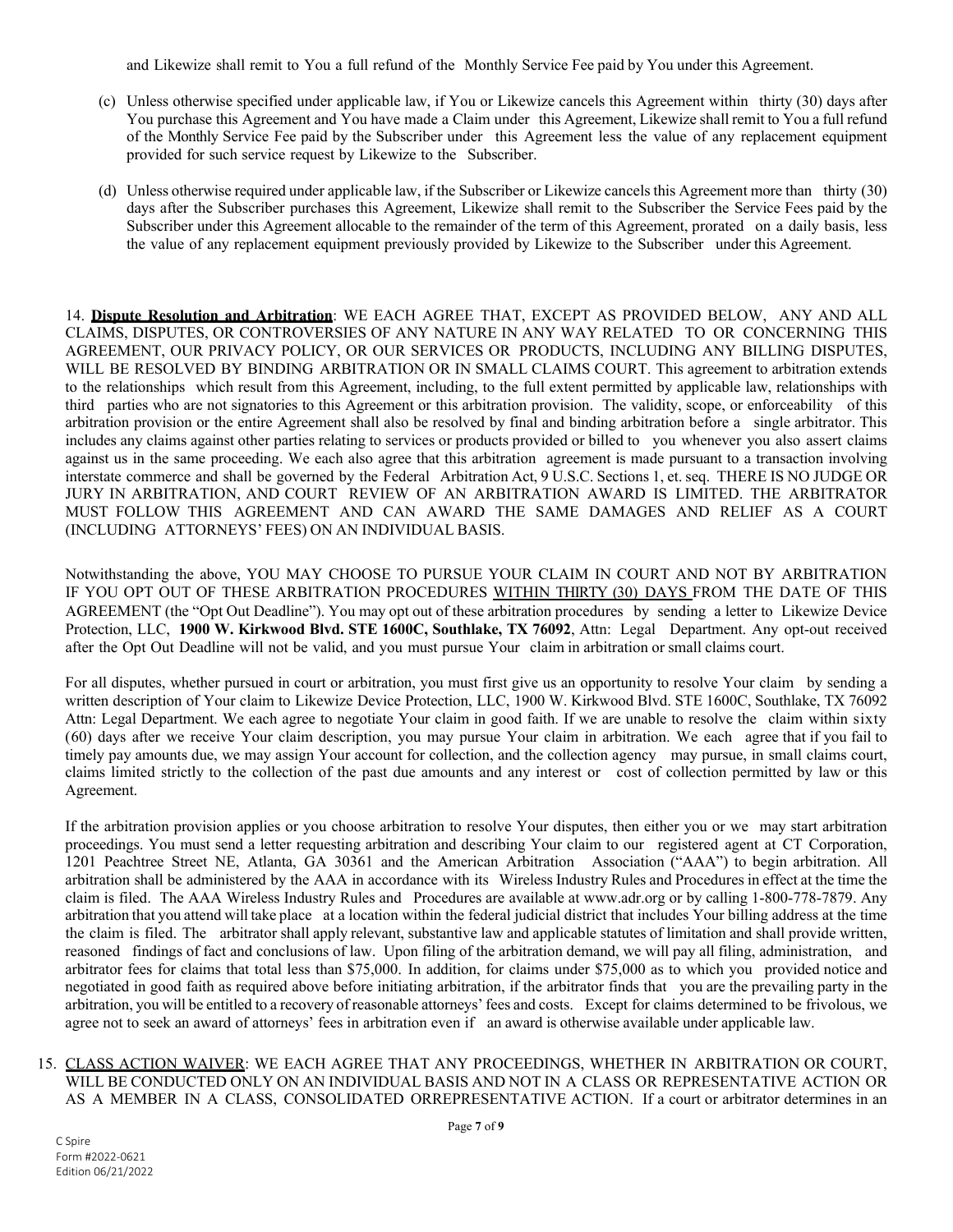and Likewize shall remit to You a full refund of the Monthly Service Fee paid by You under this Agreement.

(c) Unless otherwise specified under applicable law, if You or Likewize cancels this Agreement within thirty (30) days after You purchase this Agreement and You have made a Claim under this Agreement, Likewize shall remit to You a full refund of the Monthly Service Fee paid by the Subscriber under this Agreement less the value of any replacement equipment provided for such service request by Likewize to the Subscriber.

(d) Unless otherwise required under applicable law, if the Subscriber or Likewize cancels this Agreement more than thirty (30) days after the Subscriber purchases this Agreement, Likewize shall remit to the Subscriber the Service Fees paid by the Subscriber under this Agreement allocable to the remainder of the term of this Agreement, prorated on a daily basis, less the value of any replacement equipment previously provided by Likewize to the Subscriber under this Agreement.

14. **Dispute Resolution and Arbitration**: WE EACH AGREE THAT, EXCEPT AS PROVIDED BELOW, ANY AND ALL CLAIMS, DISPUTES, OR CONTROVERSIES OF ANY NATURE IN ANY WAY RELATED TO OR CONCERNING THIS AGREEMENT, OUR PRIVACY POLICY, OR OUR SERVICES OR PRODUCTS, INCLUDING ANY BILLING DISPUTES, WILL BE RESOLVED BY BINDING ARBITRATION OR IN SMALL CLAIMS COURT. This agreement to arbitration extends to the relationships which result from this Agreement, including, to the full extent permitted by applicable law, relationships with third parties who are not signatories to this Agreement or this arbitration provision. The validity, scope, or enforceability of this arbitration provision or the entire Agreement shall also be resolved by final and binding arbitration before a single arbitrator. This includes any claims against other parties relating to services or products provided or billed to you whenever you also assert claims against us in the same proceeding. We each also agree that this arbitration agreement is made pursuant to a transaction involving interstate commerce and shall be governed by the Federal Arbitration Act, 9 U.S.C. Sections 1, et. seq. THERE IS NO JUDGE OR JURY IN ARBITRATION, AND COURT REVIEW OF AN ARBITRATION AWARD IS LIMITED. THE ARBITRATOR MUST FOLLOW THIS AGREEMENT AND CAN AWARD THE SAME DAMAGES AND RELIEF AS A COURT (INCLUDING ATTORNEYS' FEES) ON AN INDIVIDUAL BASIS.

Notwithstanding the above, YOU MAY CHOOSE TO PURSUE YOUR CLAIM IN COURT AND NOT BY ARBITRATION IF YOU OPT OUT OF THESE ARBITRATION PROCEDURES WITHIN THIRTY (30) DAYS FROM THE DATE OF THIS AGREEMENT (the "Opt Out Deadline"). You may opt out of these arbitration procedures by sending a letter to Likewize Device Protection, LLC, **1900 W. Kirkwood Blvd. STE 1600C, Southlake, TX 76092**, Attn: Legal Department. Any opt-out received after the Opt Out Deadline will not be valid, and you must pursue Your claim in arbitration or small claims court.

For all disputes, whether pursued in court or arbitration, you must first give us an opportunity to resolve Your claim by sending a written description of Your claim to Likewize Device Protection, LLC, 1900 W. Kirkwood Blvd. STE 1600C, Southlake, TX 76092 Attn: Legal Department. We each agree to negotiate Your claim in good faith. If we are unable to resolve the claim within sixty (60) days after we receive Your claim description, you may pursue Your claim in arbitration. We each agree that if you fail to timely pay amounts due, we may assign Your account for collection, and the collection agency may pursue, in small claims court, claims limited strictly to the collection of the past due amounts and any interest or cost of collection permitted by law or this Agreement.

If the arbitration provision applies or you choose arbitration to resolve Your disputes, then either you or we may start arbitration proceedings. You must send a letter requesting arbitration and describing Your claim to our registered agent at CT Corporation, 1201 Peachtree Street NE, Atlanta, GA 30361 and the American Arbitration Association ("AAA") to begin arbitration. All arbitration shall be administered by the AAA in accordance with its Wireless Industry Rules and Procedures in effect at the time the claim is filed. The AAA Wireless Industry Rules and Procedures are available at www.adr.org or by calling 1-800-778-7879. Any arbitration that you attend will take place at a location within the federal judicial district that includes Your billing address at the time the claim is filed. The arbitrator shall apply relevant, substantive law and applicable statutes of limitation and shall provide written, reasoned findings of fact and conclusions of law. Upon filing of the arbitration demand, we will pay all filing, administration, and arbitrator fees for claims that total less than $75,000. In addition, for claims under $75,000 as to which you provided notice and negotiated in good faith as required above before initiating arbitration, if the arbitrator finds that you are the prevailing party in the arbitration, you will be entitled to a recovery of reasonable attorneys' fees and costs. Except for claims determined to be frivolous, we agree not to seek an award of attorneys' fees in arbitration even if an award is otherwise available under applicable law.

15. CLASS ACTION WAIVER: WE EACH AGREE THAT ANY PROCEEDINGS, WHETHER IN ARBITRATION OR COURT, WILL BE CONDUCTED ONLY ON AN INDIVIDUAL BASIS AND NOT IN A CLASS OR REPRESENTATIVE ACTION OR AS A MEMBER IN A CLASS, CONSOLIDATED ORREPRESENTATIVE ACTION. If a court or arbitrator determines in an

C Spire
Form #2022-0621
Edition 06/21/2022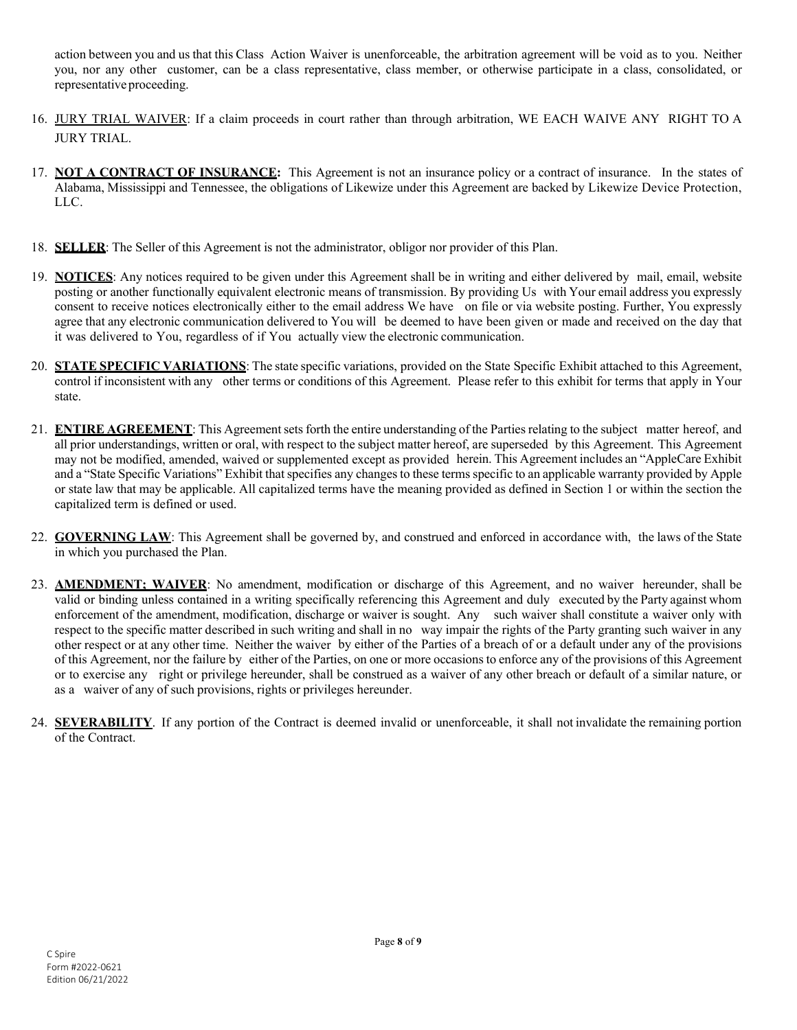action between you and us that this Class Action Waiver is unenforceable, the arbitration agreement will be void as to you. Neither you, nor any other customer, can be a class representative, class member, or otherwise participate in a class, consolidated, or representative proceeding.

16. JURY TRIAL WAIVER: If a claim proceeds in court rather than through arbitration, WE EACH WAIVE ANY RIGHT TO A JURY TRIAL.

17. **NOT A CONTRACT OF INSURANCE:** This Agreement is not an insurance policy or a contract of insurance. In the states of Alabama, Mississippi and Tennessee, the obligations of Likewize under this Agreement are backed by Likewize Device Protection, LLC.

18. **SELLER**: The Seller of this Agreement is not the administrator, obligor nor provider of this Plan.

19. **NOTICES**: Any notices required to be given under this Agreement shall be in writing and either delivered by mail, email, website posting or another functionally equivalent electronic means of transmission. By providing Us with Your email address you expressly consent to receive notices electronically either to the email address We have on file or via website posting. Further, You expressly agree that any electronic communication delivered to You will be deemed to have been given or made and received on the day that it was delivered to You, regardless of if You actually view the electronic communication.

20. **STATE SPECIFIC VARIATIONS**: The state specific variations, provided on the State Specific Exhibit attached to this Agreement, control if inconsistent with any other terms or conditions of this Agreement. Please refer to this exhibit for terms that apply in Your state.

21. **ENTIRE AGREEMENT**: This Agreement sets forth the entire understanding of the Parties relating to the subject matter hereof, and all prior understandings, written or oral, with respect to the subject matter hereof, are superseded by this Agreement. This Agreement may not be modified, amended, waived or supplemented except as provided herein. This Agreement includes an "AppleCare Exhibit and a "State Specific Variations" Exhibit that specifies any changes to these terms specific to an applicable warranty provided by Apple or state law that may be applicable. All capitalized terms have the meaning provided as defined in Section 1 or within the section the capitalized term is defined or used.

22. **GOVERNING LAW**: This Agreement shall be governed by, and construed and enforced in accordance with, the laws of the State in which you purchased the Plan.

23. **AMENDMENT; WAIVER**: No amendment, modification or discharge of this Agreement, and no waiver hereunder, shall be valid or binding unless contained in a writing specifically referencing this Agreement and duly executed by the Party against whom enforcement of the amendment, modification, discharge or waiver is sought. Any such waiver shall constitute a waiver only with respect to the specific matter described in such writing and shall in no way impair the rights of the Party granting such waiver in any other respect or at any other time. Neither the waiver by either of the Parties of a breach of or a default under any of the provisions of this Agreement, nor the failure by either of the Parties, on one or more occasions to enforce any of the provisions of this Agreement or to exercise any right or privilege hereunder, shall be construed as a waiver of any other breach or default of a similar nature, or as a waiver of any of such provisions, rights or privileges hereunder.

24. **SEVERABILITY**. If any portion of the Contract is deemed invalid or unenforceable, it shall not invalidate the remaining portion of the Contract.

C Spire
Form #2022-0621
Edition 06/21/2022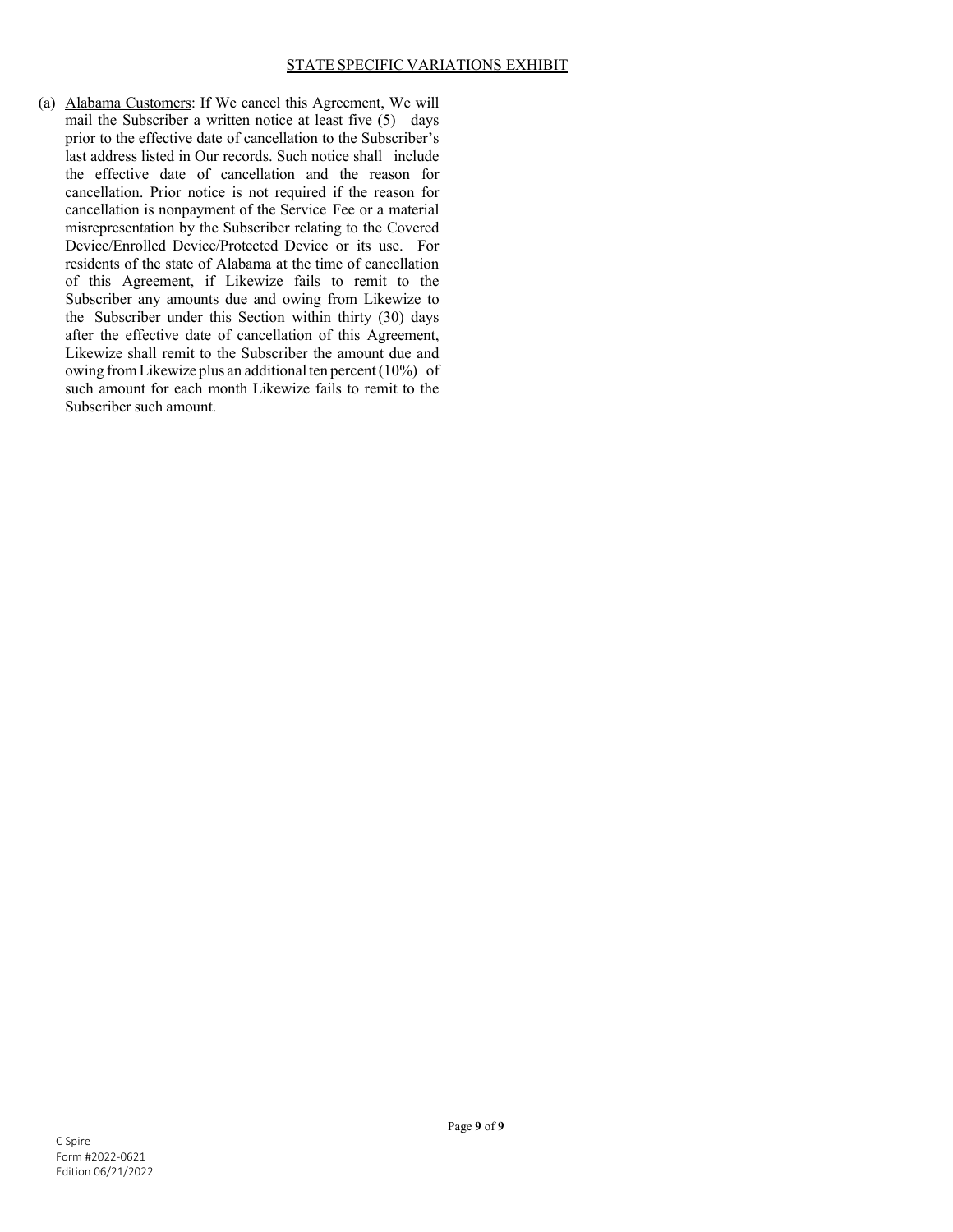## STATE SPECIFIC VARIATIONS EXHIBIT

(a) Alabama Customers: If We cancel this Agreement, We will mail the Subscriber a written notice at least five (5) days prior to the effective date of cancellation to the Subscriber's last address listed in Our records. Such notice shall include the effective date of cancellation and the reason for cancellation. Prior notice is not required if the reason for cancellation is nonpayment of the Service Fee or a material misrepresentation by the Subscriber relating to the Covered Device/Enrolled Device/Protected Device or its use. For residents of the state of Alabama at the time of cancellation of this Agreement, if Likewize fails to remit to the Subscriber any amounts due and owing from Likewize to the Subscriber under this Section within thirty (30) days after the effective date of cancellation of this Agreement, Likewize shall remit to the Subscriber the amount due and owing from Likewize plus an additional ten percent (10%) of such amount for each month Likewize fails to remit to the Subscriber such amount.

C Spire
Form #2022-0621
Edition 06/21/2022